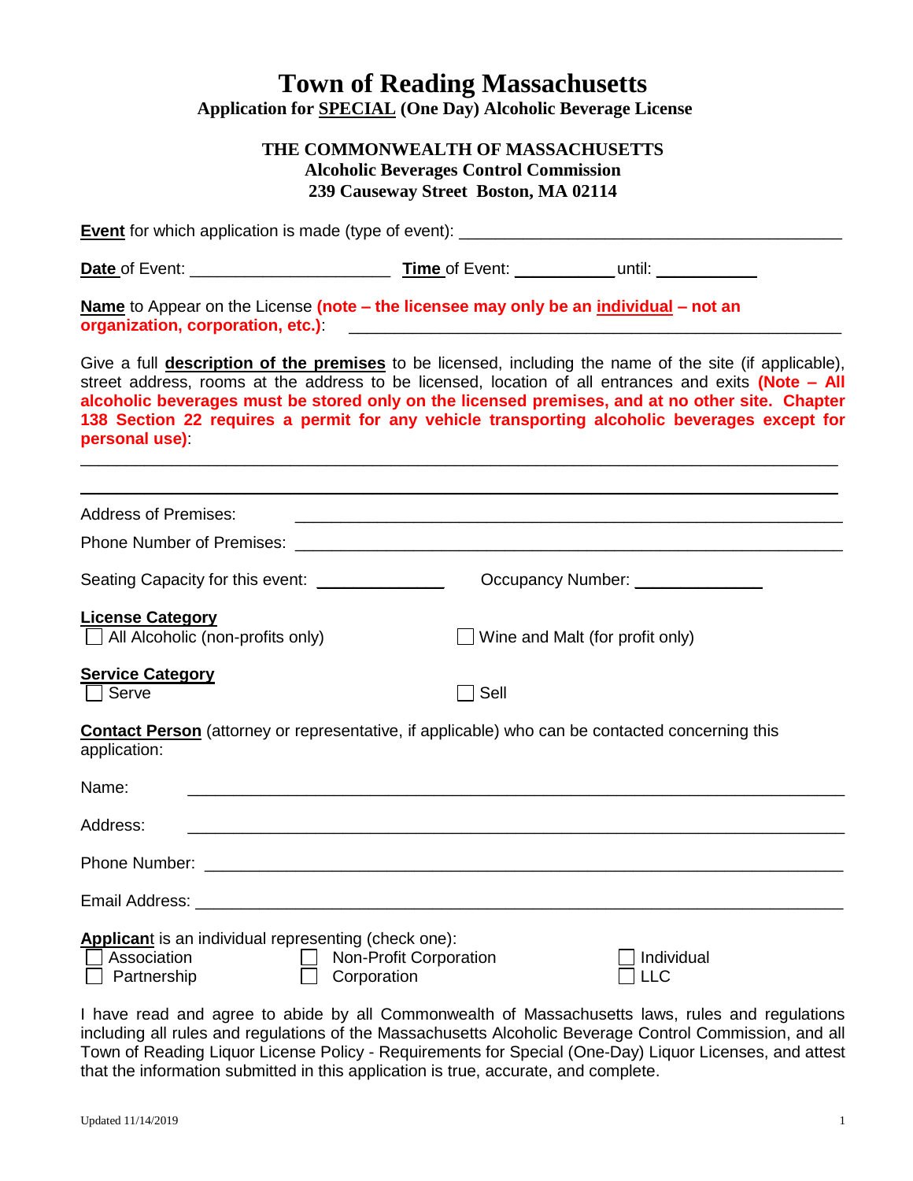# Town of Reading Massachusetts

**Application for SPECIAL (One Day) Alcoholic Beverage License**

**THE COMMONWEALTH OF MASSACHUSETTS**
**Alcoholic Beverages Control Commission**
**239 Causeway Street Boston, MA 02114**

**Event** for which application is made (type of event): ___________________________________________

**Date** of Event: ______________________ **Time** of Event: ___________ until: ___________

**Name** to Appear on the License **(note – the licensee may only be an individual – not an organization, corporation, etc.)**: ______________________________________________________

Give a full **description of the premises** to be licensed, including the name of the site (if applicable), street address, rooms at the address to be licensed, location of all entrances and exits **(Note – All alcoholic beverages must be stored only on the licensed premises, and at no other site. Chapter 138 Section 22 requires a permit for any vehicle transporting alcoholic beverages except for personal use)**:

______________________________________________________________________________

______________________________________________________________________________

Address of Premises: ______________________________________________________________

Phone Number of Premises: __________________________________________________________

Seating Capacity for this event: ______________ Occupancy Number: ______________

**License Category**

- ☐ All Alcoholic (non-profits only)
- ☐ Wine and Malt (for profit only)

**Service Category**

- ☐ Serve
- ☐ Sell

**Contact Person** (attorney or representative, if applicable) who can be contacted concerning this application:

Name: ______________________________________________________________________

Address: ____________________________________________________________________

Phone Number: _______________________________________________________________

Email Address: _______________________________________________________________

**Applicant** is an individual representing (check one):

- ☐ Association
- ☐ Non-Profit Corporation
- ☐ Individual
- ☐ Partnership
- ☐ Corporation
- ☐ LLC

I have read and agree to abide by all Commonwealth of Massachusetts laws, rules and regulations including all rules and regulations of the Massachusetts Alcoholic Beverage Control Commission, and all Town of Reading Liquor License Policy - Requirements for Special (One-Day) Liquor Licenses, and attest that the information submitted in this application is true, accurate, and complete.

Updated 11/14/2019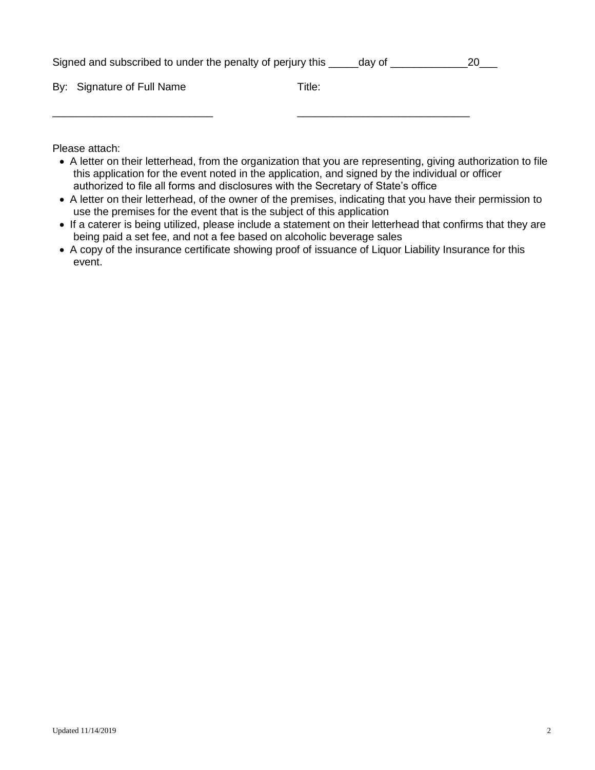Signed and subscribed to under the penalty of perjury this _____day of _____________20___

By: Signature of Full Name Title:

___________________________ _____________________________

Please attach:

- A letter on their letterhead, from the organization that you are representing, giving authorization to file this application for the event noted in the application, and signed by the individual or officer authorized to file all forms and disclosures with the Secretary of State's office
- A letter on their letterhead, of the owner of the premises, indicating that you have their permission to use the premises for the event that is the subject of this application
- If a caterer is being utilized, please include a statement on their letterhead that confirms that they are being paid a set fee, and not a fee based on alcoholic beverage sales
- A copy of the insurance certificate showing proof of issuance of Liquor Liability Insurance for this event.

Updated 11/14/2019